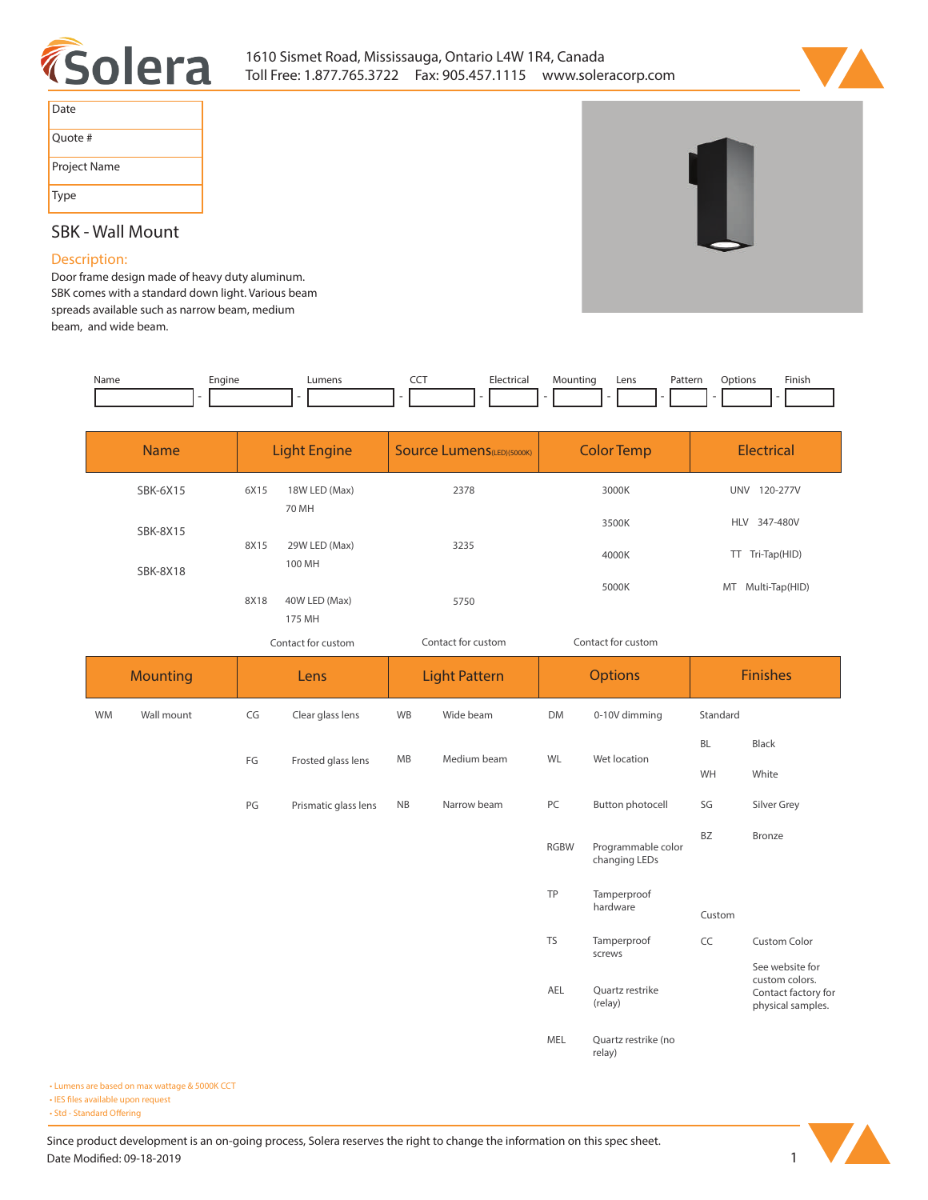Solera

1610 Sismet Road, Mississauga, Ontario L4W 1R4, Canada
Toll Free: 1.877.765.3722   Fax: 905.457.1115   www.soleracorp.com

| Date | |
|---|---|
| Quote # | |
| Project Name | |
| Type | |

## SBK - Wall Mount

### Description:

Door frame design made of heavy duty aluminum. SBK comes with a standard down light. Various beam spreads available such as narrow beam, medium beam, and wide beam.

| Name | | Engine | | Lumens | | CCT | | Electrical | | Mounting | | Lens | | Pattern | | Options | | Finish |
|---|---|---|---|---|---|---|---|---|---|---|---|---|---|---|---|---|---|---|
| | - | | - | | - | | - | | - | | - | | - | | - | | - | |

| Name | Light Engine | Source Lumens (LED)(5000K) | Color Temp | Electrical |
|---|---|---|---|---|
| SBK-6X15 | 6X15 18W LED (Max) 70 MH | 2378 | 3000K | UNV 120-277V |
| SBK-8X15 | 8X15 29W LED (Max) 100 MH | 3235 | 3500K | HLV 347-480V |
| SBK-8X18 | 8X18 40W LED (Max) 175 MH | 5750 | 4000K | TT Tri-Tap(HID) |
| | | | 5000K | MT Multi-Tap(HID) |
| | Contact for custom | Contact for custom | Contact for custom | |

| Mounting | Lens | Light Pattern | Options | Finishes |
|---|---|---|---|---|
| WM Wall mount | CG Clear glass lens | WB Wide beam | DM 0-10V dimming | Standard |
| | FG Frosted glass lens | MB Medium beam | WL Wet location | BL Black |
| | | | | WH White |
| | PG Prismatic glass lens | NB Narrow beam | PC Button photocell | SG Silver Grey |
| | | | RGBW Programmable color changing LEDs | BZ Bronze |
| | | | TP Tamperproof hardware | Custom |
| | | | TS Tamperproof screws | CC Custom Color |
| | | | AEL Quartz restrike (relay) | See website for custom colors. Contact factory for physical samples. |
| | | | MEL Quartz restrike (no relay) | |

- Lumens are based on max wattage & 5000K CCT
- IES files available upon request
- Std - Standard Offering

Since product development is an on-going process, Solera reserves the right to change the information on this spec sheet.
Date Modified: 09-18-2019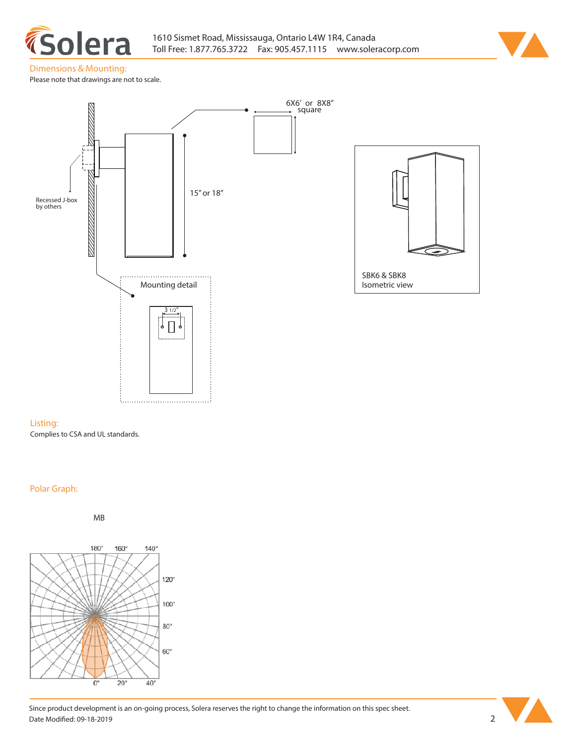## Dimensions & Mounting:

Please note that drawings are not to scale.

6X6′ or 8X8″
square

15″ or 18″

Recessed J-box
by others

Mounting detail

3 1/2″

SBK6 & SBK8
Isometric view

## Listing:

Complies to CSA and UL standards.

## Polar Graph:

MB

180° 160° 140°

120°

100°

80°

60°

0° 20° 40°

Since product development is an on-going process, Solera reserves the right to change the information on this spec sheet.
Date Modified: 09-18-2019